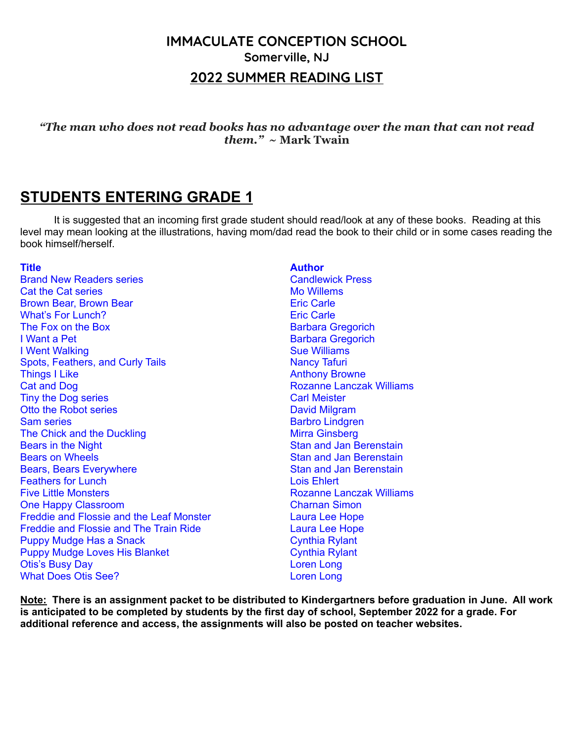# IMMACULATE CONCEPTION SCHOOL
## Somerville, NJ
## 2022 SUMMER READING LIST

***"The man who does not read books has no advantage over the man that can not read them."* ~ Mark Twain**

## STUDENTS ENTERING GRADE 1

It is suggested that an incoming first grade student should read/look at any of these books. Reading at this level may mean looking at the illustrations, having mom/dad read the book to their child or in some cases reading the book himself/herself.

| Title | Author |
| --- | --- |
| Brand New Readers series | Candlewick Press |
| Cat the Cat series | Mo Willems |
| Brown Bear, Brown Bear | Eric Carle |
| What's For Lunch? | Eric Carle |
| The Fox on the Box | Barbara Gregorich |
| I Want a Pet | Barbara Gregorich |
| I Went Walking | Sue Williams |
| Spots, Feathers, and Curly Tails | Nancy Tafuri |
| Things I Like | Anthony Browne |
| Cat and Dog | Rozanne Lanczak Williams |
| Tiny the Dog series | Carl Meister |
| Otto the Robot series | David Milgram |
| Sam series | Barbro Lindgren |
| The Chick and the Duckling | Mirra Ginsberg |
| Bears in the Night | Stan and Jan Berenstain |
| Bears on Wheels | Stan and Jan Berenstain |
| Bears, Bears Everywhere | Stan and Jan Berenstain |
| Feathers for Lunch | Lois Ehlert |
| Five Little Monsters | Rozanne Lanczak Williams |
| One Happy Classroom | Charnan Simon |
| Freddie and Flossie and the Leaf Monster | Laura Lee Hope |
| Freddie and Flossie and The Train Ride | Laura Lee Hope |
| Puppy Mudge Has a Snack | Cynthia Rylant |
| Puppy Mudge Loves His Blanket | Cynthia Rylant |
| Otis's Busy Day | Loren Long |
| What Does Otis See? | Loren Long |

**Note: There is an assignment packet to be distributed to Kindergartners before graduation in June. All work is anticipated to be completed by students by the first day of school, September 2022 for a grade. For additional reference and access, the assignments will also be posted on teacher websites.**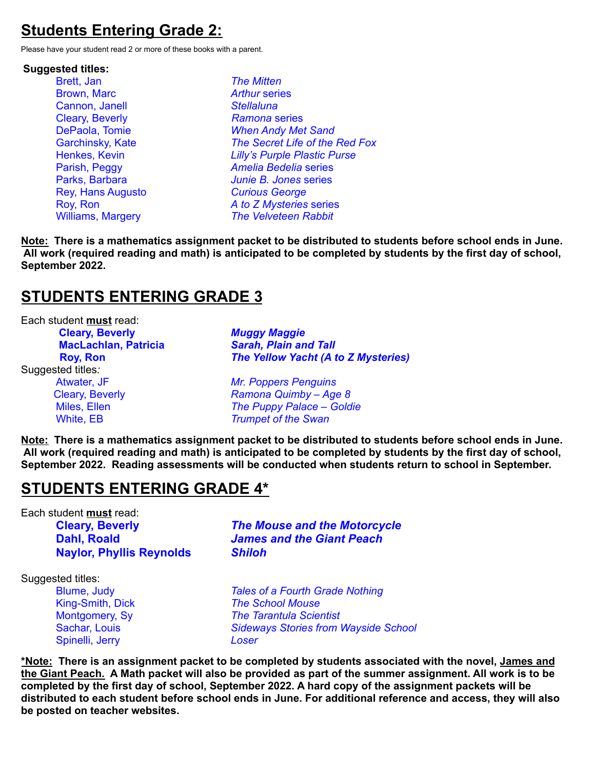# Students Entering Grade 2:

Please have your student read 2 or more of these books with a parent.

**Suggested titles:**

| Author | Title |
|---|---|
| Brett, Jan | *The Mitten* |
| Brown, Marc | *Arthur* series |
| Cannon, Janell | *Stellaluna* |
| Cleary, Beverly | *Ramona* series |
| DePaola, Tomie | *When Andy Met Sand* |
| Garchinsky, Kate | *The Secret Life of the Red Fox* |
| Henkes, Kevin | *Lilly's Purple Plastic Purse* |
| Parish, Peggy | *Amelia Bedelia* series |
| Parks, Barbara | *Junie B. Jones* series |
| Rey, Hans Augusto | *Curious George* |
| Roy, Ron | *A to Z Mysteries* series |
| Williams, Margery | *The Velveteen Rabbit* |

**Note: There is a mathematics assignment packet to be distributed to students before school ends in June. All work (required reading and math) is anticipated to be completed by students by the first day of school, September 2022.**

# STUDENTS ENTERING GRADE 3

Each student **must** read:

| Author | Title |
|---|---|
| **Cleary, Beverly** | ***Muggy Maggie*** |
| **MacLachlan, Patricia** | ***Sarah, Plain and Tall*** |
| **Roy, Ron** | ***The Yellow Yacht (A to Z Mysteries)*** |

Suggested titles:

| Author | Title |
|---|---|
| Atwater, JF | *Mr. Poppers Penguins* |
| Cleary, Beverly | *Ramona Quimby – Age 8* |
| Miles, Ellen | *The Puppy Palace – Goldie* |
| White, EB | *Trumpet of the Swan* |

**Note: There is a mathematics assignment packet to be distributed to students before school ends in June. All work (required reading and math) is anticipated to be completed by students by the first day of school, September 2022. Reading assessments will be conducted when students return to school in September.**

# STUDENTS ENTERING GRADE 4*

Each student **must** read:

| Author | Title |
|---|---|
| **Cleary, Beverly** | ***The Mouse and the Motorcycle*** |
| **Dahl, Roald** | ***James and the Giant Peach*** |
| **Naylor, Phyllis Reynolds** | ***Shiloh*** |

Suggested titles:

| Author | Title |
|---|---|
| Blume, Judy | *Tales of a Fourth Grade Nothing* |
| King-Smith, Dick | *The School Mouse* |
| Montgomery, Sy | *The Tarantula Scientist* |
| Sachar, Louis | *Sideways Stories from Wayside School* |
| Spinelli, Jerry | *Loser* |

**\*Note: There is an assignment packet to be completed by students associated with the novel, James and the Giant Peach. A Math packet will also be provided as part of the summer assignment. All work is to be completed by the first day of school, September 2022. A hard copy of the assignment packets will be distributed to each student before school ends in June. For additional reference and access, they will also be posted on teacher websites.**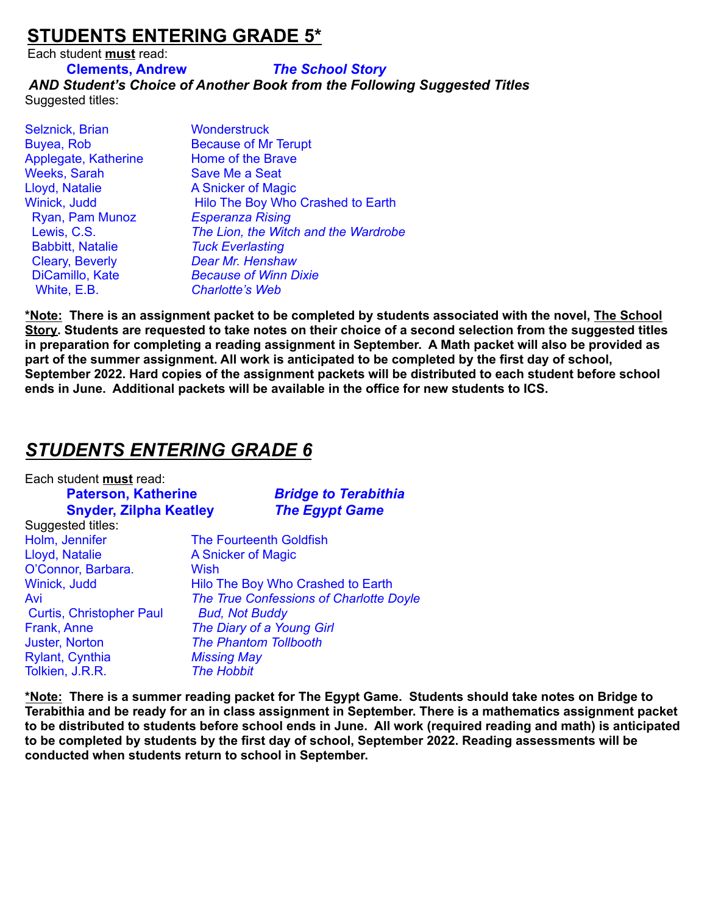## STUDENTS ENTERING GRADE 5*

Each student **must** read:

**Clements, Andrew** — ***The School Story***

***AND Student's Choice of Another Book from the Following Suggested Titles***

Suggested titles:

| Author | Title |
|---|---|
| Selznick, Brian | Wonderstruck |
| Buyea, Rob | Because of Mr Terupt |
| Applegate, Katherine | Home of the Brave |
| Weeks, Sarah | Save Me a Seat |
| Lloyd, Natalie | A Snicker of Magic |
| Winick, Judd | Hilo The Boy Who Crashed to Earth |
| Ryan, Pam Munoz | *Esperanza Rising* |
| Lewis, C.S. | *The Lion, the Witch and the Wardrobe* |
| Babbitt, Natalie | *Tuck Everlasting* |
| Cleary, Beverly | *Dear Mr. Henshaw* |
| DiCamillo, Kate | *Because of Winn Dixie* |
| White, E.B. | *Charlotte's Web* |

**\*Note: There is an assignment packet to be completed by students associated with the novel, The School Story. Students are requested to take notes on their choice of a second selection from the suggested titles in preparation for completing a reading assignment in September. A Math packet will also be provided as part of the summer assignment. All work is anticipated to be completed by the first day of school, September 2022. Hard copies of the assignment packets will be distributed to each student before school ends in June. Additional packets will be available in the office for new students to ICS.**

## *STUDENTS ENTERING GRADE 6*

Each student **must** read:

**Paterson, Katherine** — ***Bridge to Terabithia***
**Snyder, Zilpha Keatley** — ***The Egypt Game***

Suggested titles:

| Author | Title |
|---|---|
| Holm, Jennifer | The Fourteenth Goldfish |
| Lloyd, Natalie | A Snicker of Magic |
| O'Connor, Barbara. | Wish |
| Winick, Judd | Hilo The Boy Who Crashed to Earth |
| Avi | *The True Confessions of Charlotte Doyle* |
| Curtis, Christopher Paul | *Bud, Not Buddy* |
| Frank, Anne | *The Diary of a Young Girl* |
| Juster, Norton | *The Phantom Tollbooth* |
| Rylant, Cynthia | *Missing May* |
| Tolkien, J.R.R. | *The Hobbit* |

**\*Note: There is a summer reading packet for The Egypt Game. Students should take notes on Bridge to Terabithia and be ready for an in class assignment in September. There is a mathematics assignment packet to be distributed to students before school ends in June. All work (required reading and math) is anticipated to be completed by students by the first day of school, September 2022. Reading assessments will be conducted when students return to school in September.**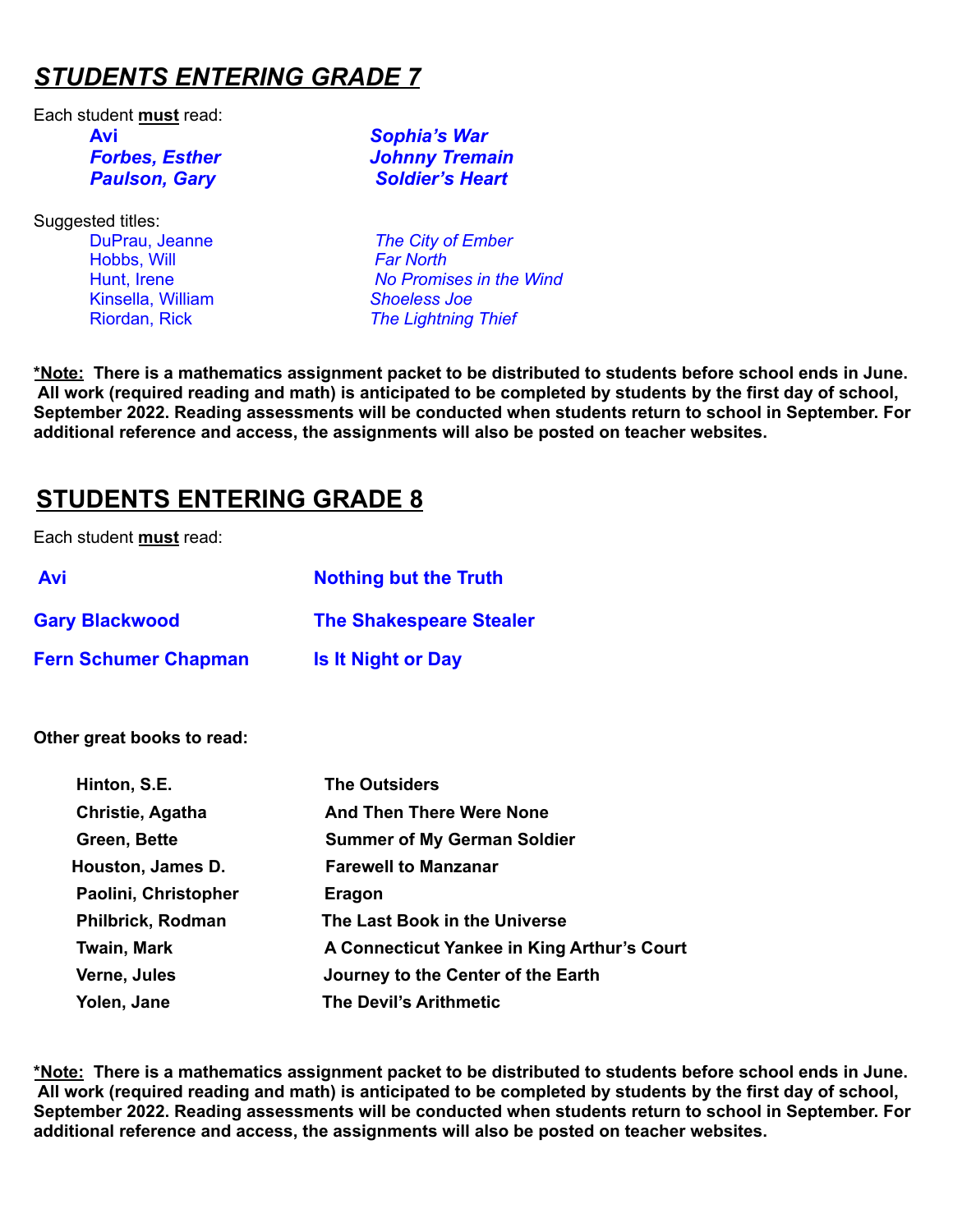## ***STUDENTS ENTERING GRADE 7***

Each student **must** read:

| | |
|---|---|
| ***Avi*** | ***Sophia's War*** |
| ***Forbes, Esther*** | ***Johnny Tremain*** |
| ***Paulson, Gary*** | ***Soldier's Heart*** |

Suggested titles:

| | |
|---|---|
| DuPrau, Jeanne | *The City of Ember* |
| Hobbs, Will | *Far North* |
| Hunt, Irene | *No Promises in the Wind* |
| Kinsella, William | *Shoeless Joe* |
| Riordan, Rick | *The Lightning Thief* |

**\*Note:** **There is a mathematics assignment packet to be distributed to students before school ends in June. All work (required reading and math) is anticipated to be completed by students by the first day of school, September 2022. Reading assessments will be conducted when students return to school in September. For additional reference and access, the assignments will also be posted on teacher websites.**

## STUDENTS ENTERING GRADE 8

Each student **must** read:

| | |
|---|---|
| **Avi** | **Nothing but the Truth** |
| **Gary Blackwood** | **The Shakespeare Stealer** |
| **Fern Schumer Chapman** | **Is It Night or Day** |

**Other great books to read:**

| | |
|---|---|
| **Hinton, S.E.** | **The Outsiders** |
| **Christie, Agatha** | **And Then There Were None** |
| **Green, Bette** | **Summer of My German Soldier** |
| **Houston, James D.** | **Farewell to Manzanar** |
| **Paolini, Christopher** | **Eragon** |
| **Philbrick, Rodman** | **The Last Book in the Universe** |
| **Twain, Mark** | **A Connecticut Yankee in King Arthur's Court** |
| **Verne, Jules** | **Journey to the Center of the Earth** |
| **Yolen, Jane** | **The Devil's Arithmetic** |

**\*Note:** **There is a mathematics assignment packet to be distributed to students before school ends in June. All work (required reading and math) is anticipated to be completed by students by the first day of school, September 2022. Reading assessments will be conducted when students return to school in September. For additional reference and access, the assignments will also be posted on teacher websites.**